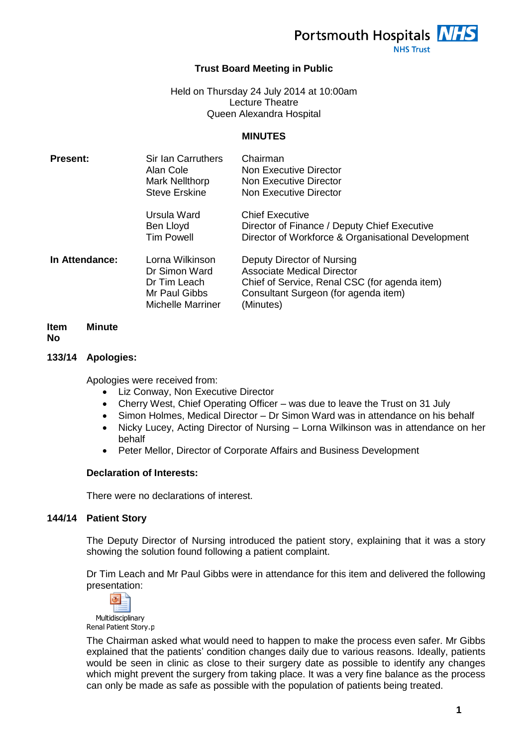Portsmouth Hospitals NHS Trust

## Trust Board Meeting in Public

Held on Thursday 24 July 2014 at 10:00am
Lecture Theatre
Queen Alexandra Hospital

### MINUTES

| | | |
|---|---|---|
| **Present:** | Sir Ian Carruthers | Chairman |
| | Alan Cole | Non Executive Director |
| | Mark Nellthorp | Non Executive Director |
| | Steve Erskine | Non Executive Director |
| | Ursula Ward | Chief Executive |
| | Ben Lloyd | Director of Finance / Deputy Chief Executive |
| | Tim Powell | Director of Workforce & Organisational Development |
| **In Attendance:** | Lorna Wilkinson | Deputy Director of Nursing |
| | Dr Simon Ward | Associate Medical Director |
| | Dr Tim Leach | Chief of Service, Renal CSC (for agenda item) |
| | Mr Paul Gibbs | Consultant Surgeon (for agenda item) |
| | Michelle Marriner | (Minutes) |

| Item No | Minute |
|---|---|

**133/14 Apologies:**

Apologies were received from:

- Liz Conway, Non Executive Director
- Cherry West, Chief Operating Officer – was due to leave the Trust on 31 July
- Simon Holmes, Medical Director – Dr Simon Ward was in attendance on his behalf
- Nicky Lucey, Acting Director of Nursing – Lorna Wilkinson was in attendance on her behalf
- Peter Mellor, Director of Corporate Affairs and Business Development

**Declaration of Interests:**

There were no declarations of interest.

**144/14 Patient Story**

The Deputy Director of Nursing introduced the patient story, explaining that it was a story showing the solution found following a patient complaint.

Dr Tim Leach and Mr Paul Gibbs were in attendance for this item and delivered the following presentation:

Multidisciplinary Renal Patient Story.p

The Chairman asked what would need to happen to make the process even safer. Mr Gibbs explained that the patients' condition changes daily due to various reasons. Ideally, patients would be seen in clinic as close to their surgery date as possible to identify any changes which might prevent the surgery from taking place. It was a very fine balance as the process can only be made as safe as possible with the population of patients being treated.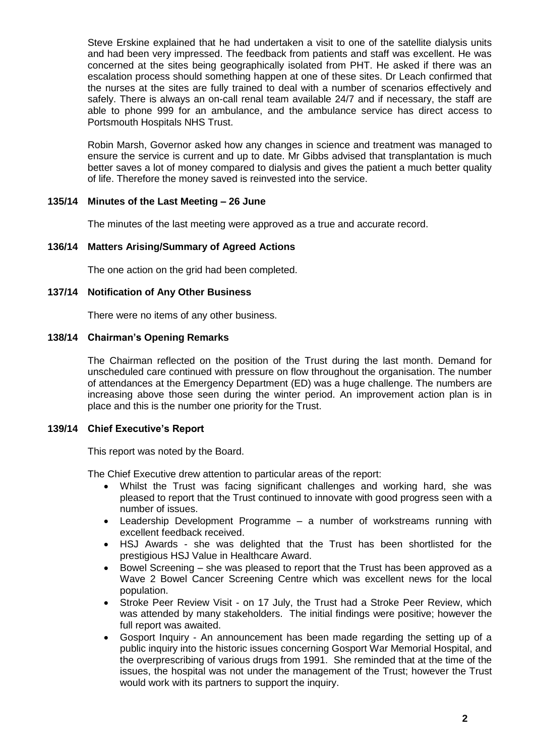Steve Erskine explained that he had undertaken a visit to one of the satellite dialysis units and had been very impressed. The feedback from patients and staff was excellent. He was concerned at the sites being geographically isolated from PHT. He asked if there was an escalation process should something happen at one of these sites. Dr Leach confirmed that the nurses at the sites are fully trained to deal with a number of scenarios effectively and safely. There is always an on-call renal team available 24/7 and if necessary, the staff are able to phone 999 for an ambulance, and the ambulance service has direct access to Portsmouth Hospitals NHS Trust.

Robin Marsh, Governor asked how any changes in science and treatment was managed to ensure the service is current and up to date. Mr Gibbs advised that transplantation is much better saves a lot of money compared to dialysis and gives the patient a much better quality of life. Therefore the money saved is reinvested into the service.

**135/14 Minutes of the Last Meeting – 26 June**

The minutes of the last meeting were approved as a true and accurate record.

**136/14 Matters Arising/Summary of Agreed Actions**

The one action on the grid had been completed.

**137/14 Notification of Any Other Business**

There were no items of any other business.

**138/14 Chairman's Opening Remarks**

The Chairman reflected on the position of the Trust during the last month. Demand for unscheduled care continued with pressure on flow throughout the organisation. The number of attendances at the Emergency Department (ED) was a huge challenge. The numbers are increasing above those seen during the winter period. An improvement action plan is in place and this is the number one priority for the Trust.

**139/14 Chief Executive's Report**

This report was noted by the Board.

The Chief Executive drew attention to particular areas of the report:

- Whilst the Trust was facing significant challenges and working hard, she was pleased to report that the Trust continued to innovate with good progress seen with a number of issues.
- Leadership Development Programme – a number of workstreams running with excellent feedback received.
- HSJ Awards - she was delighted that the Trust has been shortlisted for the prestigious HSJ Value in Healthcare Award.
- Bowel Screening – she was pleased to report that the Trust has been approved as a Wave 2 Bowel Cancer Screening Centre which was excellent news for the local population.
- Stroke Peer Review Visit - on 17 July, the Trust had a Stroke Peer Review, which was attended by many stakeholders. The initial findings were positive; however the full report was awaited.
- Gosport Inquiry - An announcement has been made regarding the setting up of a public inquiry into the historic issues concerning Gosport War Memorial Hospital, and the overprescribing of various drugs from 1991. She reminded that at the time of the issues, the hospital was not under the management of the Trust; however the Trust would work with its partners to support the inquiry.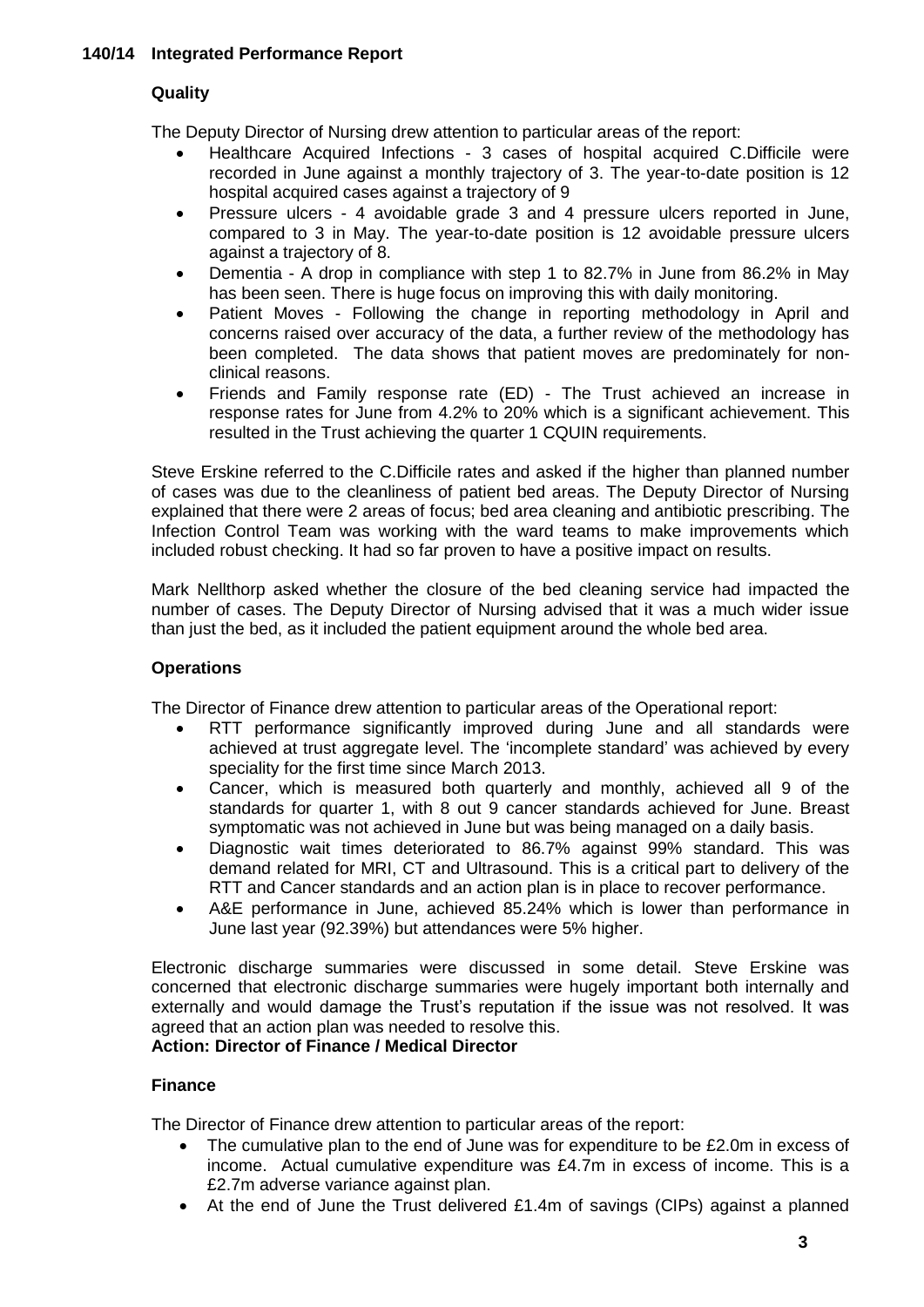## 140/14 Integrated Performance Report

### Quality

The Deputy Director of Nursing drew attention to particular areas of the report:

- Healthcare Acquired Infections - 3 cases of hospital acquired C.Difficile were recorded in June against a monthly trajectory of 3. The year-to-date position is 12 hospital acquired cases against a trajectory of 9
- Pressure ulcers - 4 avoidable grade 3 and 4 pressure ulcers reported in June, compared to 3 in May. The year-to-date position is 12 avoidable pressure ulcers against a trajectory of 8.
- Dementia - A drop in compliance with step 1 to 82.7% in June from 86.2% in May has been seen. There is huge focus on improving this with daily monitoring.
- Patient Moves - Following the change in reporting methodology in April and concerns raised over accuracy of the data, a further review of the methodology has been completed. The data shows that patient moves are predominately for non-clinical reasons.
- Friends and Family response rate (ED) - The Trust achieved an increase in response rates for June from 4.2% to 20% which is a significant achievement. This resulted in the Trust achieving the quarter 1 CQUIN requirements.

Steve Erskine referred to the C.Difficile rates and asked if the higher than planned number of cases was due to the cleanliness of patient bed areas. The Deputy Director of Nursing explained that there were 2 areas of focus; bed area cleaning and antibiotic prescribing. The Infection Control Team was working with the ward teams to make improvements which included robust checking. It had so far proven to have a positive impact on results.

Mark Nellthorp asked whether the closure of the bed cleaning service had impacted the number of cases. The Deputy Director of Nursing advised that it was a much wider issue than just the bed, as it included the patient equipment around the whole bed area.

### Operations

The Director of Finance drew attention to particular areas of the Operational report:

- RTT performance significantly improved during June and all standards were achieved at trust aggregate level. The 'incomplete standard' was achieved by every speciality for the first time since March 2013.
- Cancer, which is measured both quarterly and monthly, achieved all 9 of the standards for quarter 1, with 8 out 9 cancer standards achieved for June. Breast symptomatic was not achieved in June but was being managed on a daily basis.
- Diagnostic wait times deteriorated to 86.7% against 99% standard. This was demand related for MRI, CT and Ultrasound. This is a critical part to delivery of the RTT and Cancer standards and an action plan is in place to recover performance.
- A&E performance in June, achieved 85.24% which is lower than performance in June last year (92.39%) but attendances were 5% higher.

Electronic discharge summaries were discussed in some detail. Steve Erskine was concerned that electronic discharge summaries were hugely important both internally and externally and would damage the Trust's reputation if the issue was not resolved. It was agreed that an action plan was needed to resolve this.
**Action: Director of Finance / Medical Director**

### Finance

The Director of Finance drew attention to particular areas of the report:

- The cumulative plan to the end of June was for expenditure to be £2.0m in excess of income. Actual cumulative expenditure was £4.7m in excess of income. This is a £2.7m adverse variance against plan.
- At the end of June the Trust delivered £1.4m of savings (CIPs) against a planned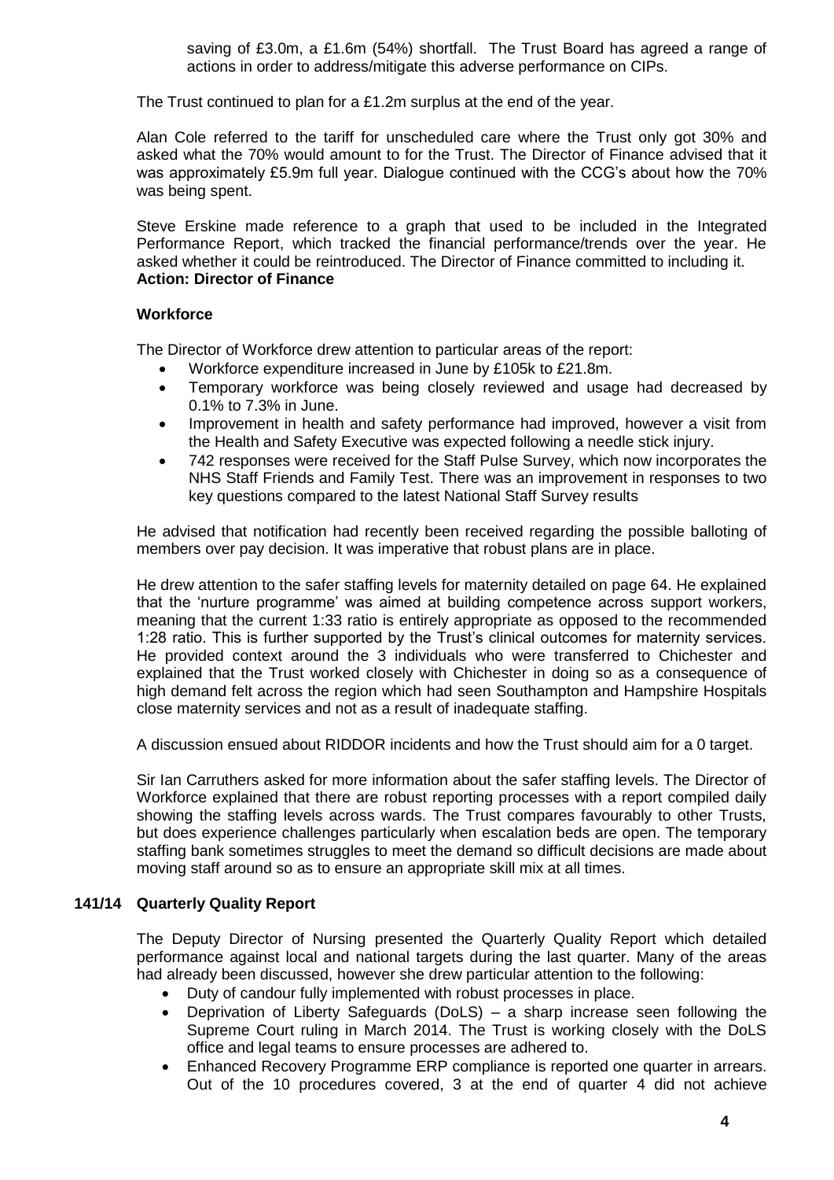saving of £3.0m, a £1.6m (54%) shortfall. The Trust Board has agreed a range of actions in order to address/mitigate this adverse performance on CIPs.

The Trust continued to plan for a £1.2m surplus at the end of the year.

Alan Cole referred to the tariff for unscheduled care where the Trust only got 30% and asked what the 70% would amount to for the Trust. The Director of Finance advised that it was approximately £5.9m full year. Dialogue continued with the CCG's about how the 70% was being spent.

Steve Erskine made reference to a graph that used to be included in the Integrated Performance Report, which tracked the financial performance/trends over the year. He asked whether it could be reintroduced. The Director of Finance committed to including it.
**Action: Director of Finance**

**Workforce**

The Director of Workforce drew attention to particular areas of the report:

- Workforce expenditure increased in June by £105k to £21.8m.
- Temporary workforce was being closely reviewed and usage had decreased by 0.1% to 7.3% in June.
- Improvement in health and safety performance had improved, however a visit from the Health and Safety Executive was expected following a needle stick injury.
- 742 responses were received for the Staff Pulse Survey, which now incorporates the NHS Staff Friends and Family Test. There was an improvement in responses to two key questions compared to the latest National Staff Survey results

He advised that notification had recently been received regarding the possible balloting of members over pay decision. It was imperative that robust plans are in place.

He drew attention to the safer staffing levels for maternity detailed on page 64. He explained that the 'nurture programme' was aimed at building competence across support workers, meaning that the current 1:33 ratio is entirely appropriate as opposed to the recommended 1:28 ratio. This is further supported by the Trust's clinical outcomes for maternity services. He provided context around the 3 individuals who were transferred to Chichester and explained that the Trust worked closely with Chichester in doing so as a consequence of high demand felt across the region which had seen Southampton and Hampshire Hospitals close maternity services and not as a result of inadequate staffing.

A discussion ensued about RIDDOR incidents and how the Trust should aim for a 0 target.

Sir Ian Carruthers asked for more information about the safer staffing levels. The Director of Workforce explained that there are robust reporting processes with a report compiled daily showing the staffing levels across wards. The Trust compares favourably to other Trusts, but does experience challenges particularly when escalation beds are open. The temporary staffing bank sometimes struggles to meet the demand so difficult decisions are made about moving staff around so as to ensure an appropriate skill mix at all times.

## 141/14 Quarterly Quality Report

The Deputy Director of Nursing presented the Quarterly Quality Report which detailed performance against local and national targets during the last quarter. Many of the areas had already been discussed, however she drew particular attention to the following:

- Duty of candour fully implemented with robust processes in place.
- Deprivation of Liberty Safeguards (DoLS) – a sharp increase seen following the Supreme Court ruling in March 2014. The Trust is working closely with the DoLS office and legal teams to ensure processes are adhered to.
- Enhanced Recovery Programme ERP compliance is reported one quarter in arrears. Out of the 10 procedures covered, 3 at the end of quarter 4 did not achieve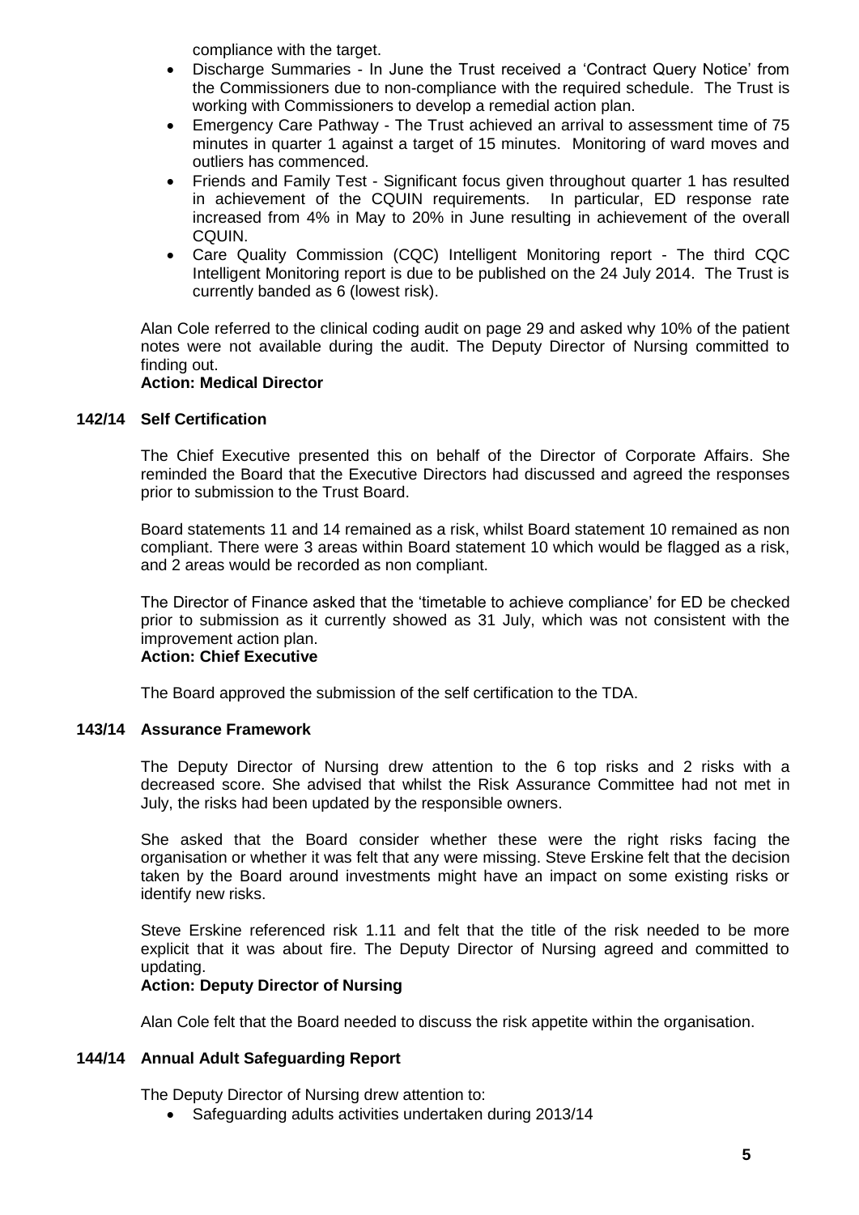compliance with the target.

- Discharge Summaries - In June the Trust received a 'Contract Query Notice' from the Commissioners due to non-compliance with the required schedule. The Trust is working with Commissioners to develop a remedial action plan.
- Emergency Care Pathway - The Trust achieved an arrival to assessment time of 75 minutes in quarter 1 against a target of 15 minutes. Monitoring of ward moves and outliers has commenced.
- Friends and Family Test - Significant focus given throughout quarter 1 has resulted in achievement of the CQUIN requirements. In particular, ED response rate increased from 4% in May to 20% in June resulting in achievement of the overall CQUIN.
- Care Quality Commission (CQC) Intelligent Monitoring report - The third CQC Intelligent Monitoring report is due to be published on the 24 July 2014. The Trust is currently banded as 6 (lowest risk).

Alan Cole referred to the clinical coding audit on page 29 and asked why 10% of the patient notes were not available during the audit. The Deputy Director of Nursing committed to finding out.
**Action: Medical Director**

### 142/14 Self Certification

The Chief Executive presented this on behalf of the Director of Corporate Affairs. She reminded the Board that the Executive Directors had discussed and agreed the responses prior to submission to the Trust Board.

Board statements 11 and 14 remained as a risk, whilst Board statement 10 remained as non compliant. There were 3 areas within Board statement 10 which would be flagged as a risk, and 2 areas would be recorded as non compliant.

The Director of Finance asked that the 'timetable to achieve compliance' for ED be checked prior to submission as it currently showed as 31 July, which was not consistent with the improvement action plan.
**Action: Chief Executive**

The Board approved the submission of the self certification to the TDA.

### 143/14 Assurance Framework

The Deputy Director of Nursing drew attention to the 6 top risks and 2 risks with a decreased score. She advised that whilst the Risk Assurance Committee had not met in July, the risks had been updated by the responsible owners.

She asked that the Board consider whether these were the right risks facing the organisation or whether it was felt that any were missing. Steve Erskine felt that the decision taken by the Board around investments might have an impact on some existing risks or identify new risks.

Steve Erskine referenced risk 1.11 and felt that the title of the risk needed to be more explicit that it was about fire. The Deputy Director of Nursing agreed and committed to updating.
**Action: Deputy Director of Nursing**

Alan Cole felt that the Board needed to discuss the risk appetite within the organisation.

### 144/14 Annual Adult Safeguarding Report

The Deputy Director of Nursing drew attention to:

- Safeguarding adults activities undertaken during 2013/14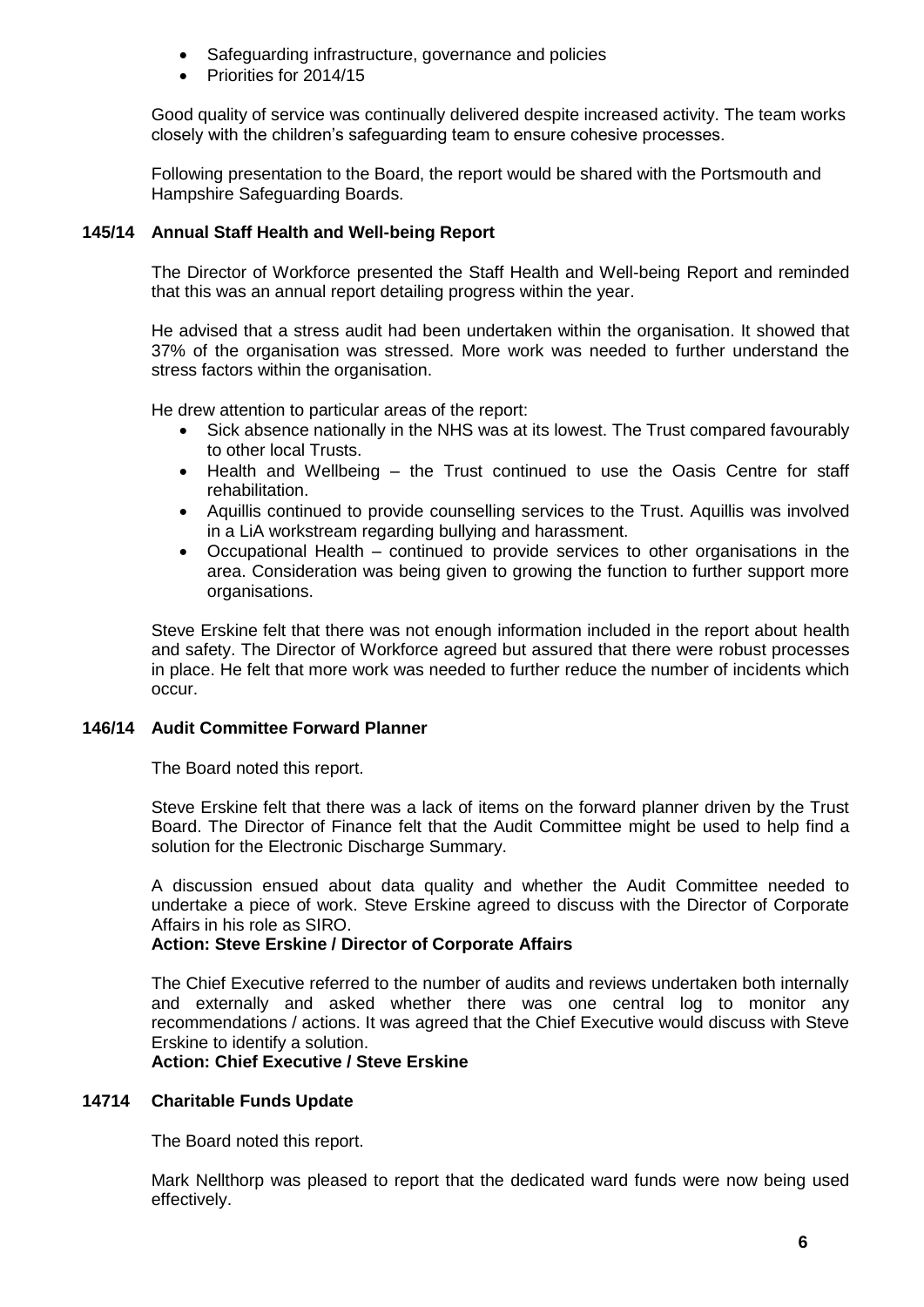- Safeguarding infrastructure, governance and policies
- Priorities for 2014/15

Good quality of service was continually delivered despite increased activity. The team works closely with the children's safeguarding team to ensure cohesive processes.

Following presentation to the Board, the report would be shared with the Portsmouth and Hampshire Safeguarding Boards.

### 145/14 Annual Staff Health and Well-being Report

The Director of Workforce presented the Staff Health and Well-being Report and reminded that this was an annual report detailing progress within the year.

He advised that a stress audit had been undertaken within the organisation. It showed that 37% of the organisation was stressed. More work was needed to further understand the stress factors within the organisation.

He drew attention to particular areas of the report:

- Sick absence nationally in the NHS was at its lowest. The Trust compared favourably to other local Trusts.
- Health and Wellbeing – the Trust continued to use the Oasis Centre for staff rehabilitation.
- Aquillis continued to provide counselling services to the Trust. Aquillis was involved in a LiA workstream regarding bullying and harassment.
- Occupational Health – continued to provide services to other organisations in the area. Consideration was being given to growing the function to further support more organisations.

Steve Erskine felt that there was not enough information included in the report about health and safety. The Director of Workforce agreed but assured that there were robust processes in place. He felt that more work was needed to further reduce the number of incidents which occur.

### 146/14 Audit Committee Forward Planner

The Board noted this report.

Steve Erskine felt that there was a lack of items on the forward planner driven by the Trust Board. The Director of Finance felt that the Audit Committee might be used to help find a solution for the Electronic Discharge Summary.

A discussion ensued about data quality and whether the Audit Committee needed to undertake a piece of work. Steve Erskine agreed to discuss with the Director of Corporate Affairs in his role as SIRO.

**Action: Steve Erskine / Director of Corporate Affairs**

The Chief Executive referred to the number of audits and reviews undertaken both internally and externally and asked whether there was one central log to monitor any recommendations / actions. It was agreed that the Chief Executive would discuss with Steve Erskine to identify a solution.

**Action: Chief Executive / Steve Erskine**

### 14714 Charitable Funds Update

The Board noted this report.

Mark Nellthorp was pleased to report that the dedicated ward funds were now being used effectively.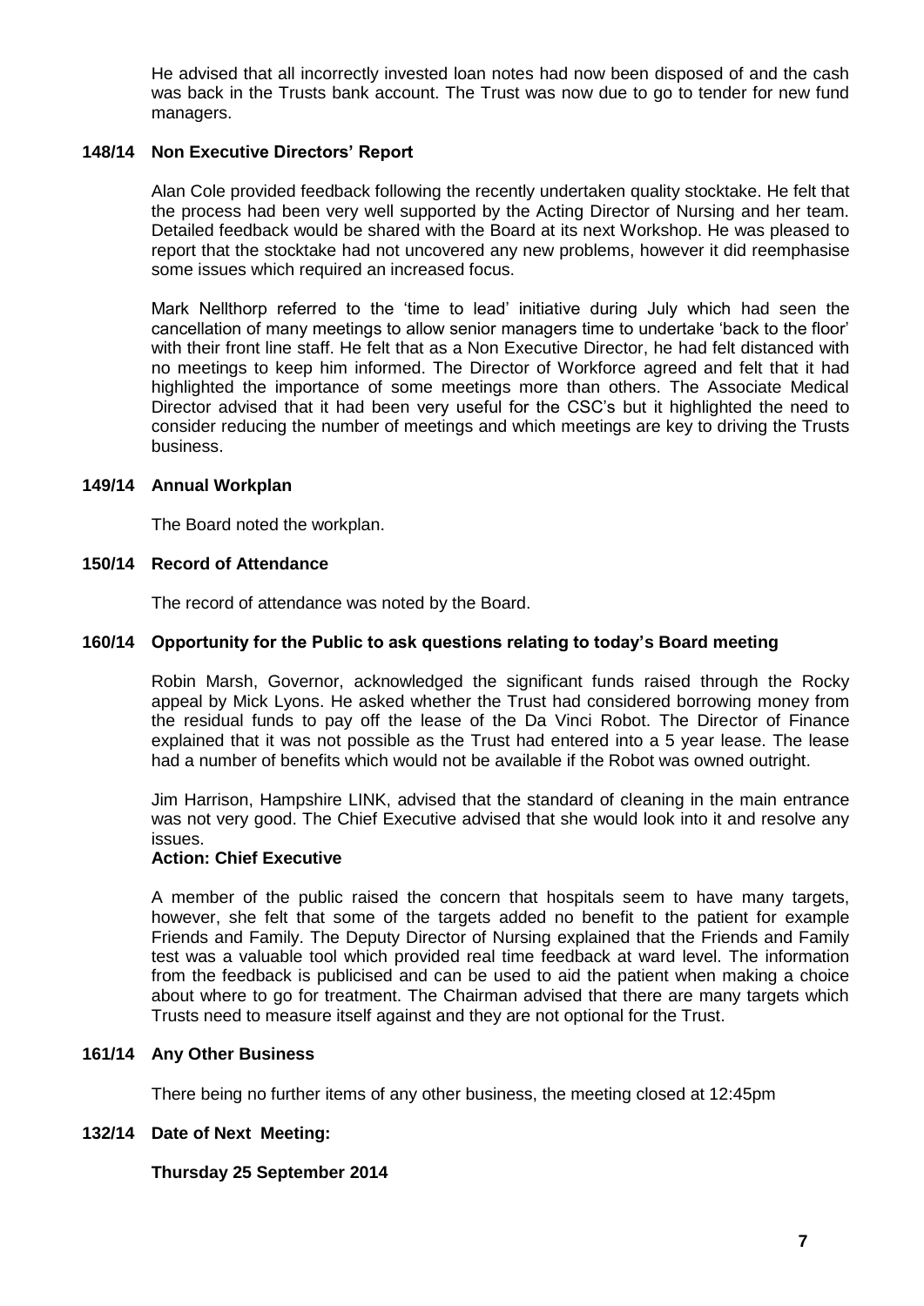He advised that all incorrectly invested loan notes had now been disposed of and the cash was back in the Trusts bank account. The Trust was now due to go to tender for new fund managers.

### 148/14 Non Executive Directors' Report

Alan Cole provided feedback following the recently undertaken quality stocktake. He felt that the process had been very well supported by the Acting Director of Nursing and her team. Detailed feedback would be shared with the Board at its next Workshop. He was pleased to report that the stocktake had not uncovered any new problems, however it did reemphasise some issues which required an increased focus.

Mark Nellthorp referred to the 'time to lead' initiative during July which had seen the cancellation of many meetings to allow senior managers time to undertake 'back to the floor' with their front line staff. He felt that as a Non Executive Director, he had felt distanced with no meetings to keep him informed. The Director of Workforce agreed and felt that it had highlighted the importance of some meetings more than others. The Associate Medical Director advised that it had been very useful for the CSC's but it highlighted the need to consider reducing the number of meetings and which meetings are key to driving the Trusts business.

### 149/14 Annual Workplan

The Board noted the workplan.

### 150/14 Record of Attendance

The record of attendance was noted by the Board.

### 160/14 Opportunity for the Public to ask questions relating to today's Board meeting

Robin Marsh, Governor, acknowledged the significant funds raised through the Rocky appeal by Mick Lyons. He asked whether the Trust had considered borrowing money from the residual funds to pay off the lease of the Da Vinci Robot. The Director of Finance explained that it was not possible as the Trust had entered into a 5 year lease. The lease had a number of benefits which would not be available if the Robot was owned outright.

Jim Harrison, Hampshire LINK, advised that the standard of cleaning in the main entrance was not very good. The Chief Executive advised that she would look into it and resolve any issues.

**Action: Chief Executive**

A member of the public raised the concern that hospitals seem to have many targets, however, she felt that some of the targets added no benefit to the patient for example Friends and Family. The Deputy Director of Nursing explained that the Friends and Family test was a valuable tool which provided real time feedback at ward level. The information from the feedback is publicised and can be used to aid the patient when making a choice about where to go for treatment. The Chairman advised that there are many targets which Trusts need to measure itself against and they are not optional for the Trust.

### 161/14 Any Other Business

There being no further items of any other business, the meeting closed at 12:45pm

### 132/14 Date of Next Meeting:

**Thursday 25 September 2014**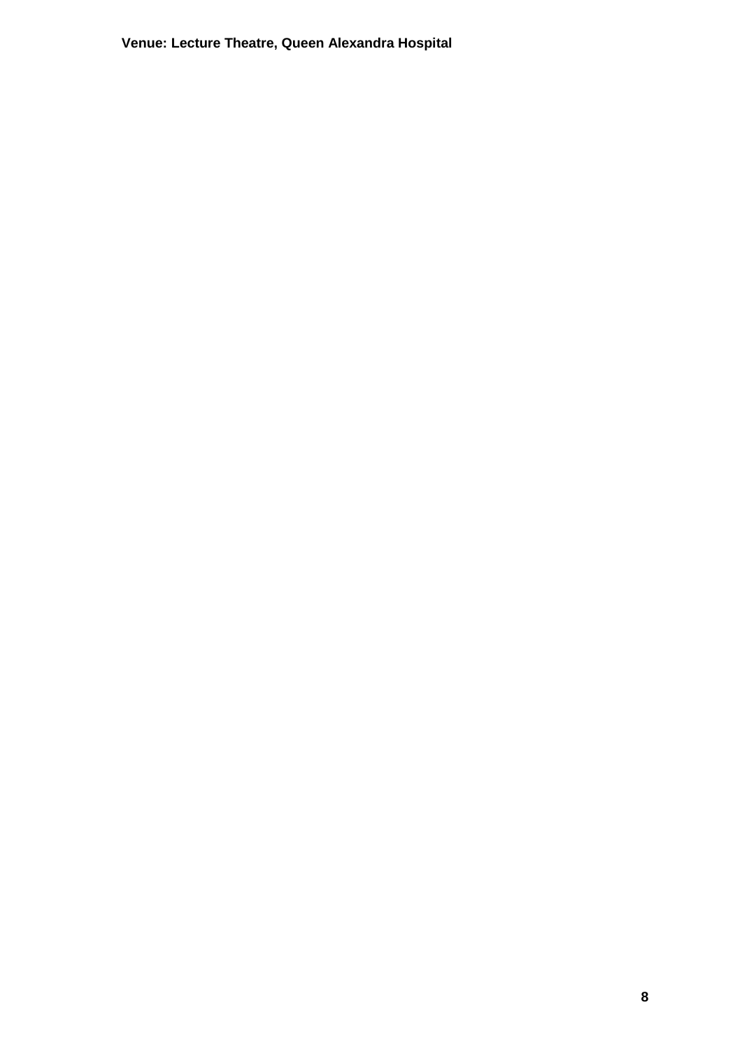**Venue: Lecture Theatre, Queen Alexandra Hospital**